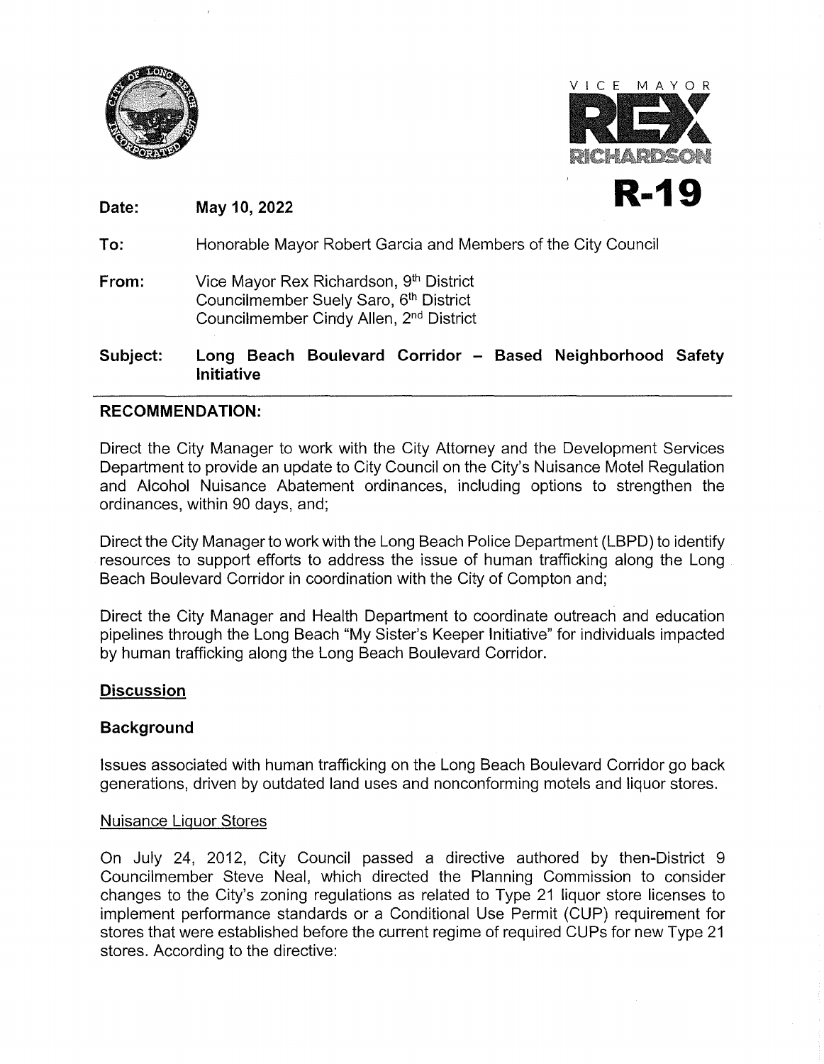VICE MAYOR
REX
RICHARDSON

**R-19**

**Date:** **May 10, 2022**

**To:** Honorable Mayor Robert Garcia and Members of the City Council

**From:** Vice Mayor Rex Richardson, 9th District
Councilmember Suely Saro, 6th District
Councilmember Cindy Allen, 2nd District

**Subject:** **Long Beach Boulevard Corridor – Based Neighborhood Safety Initiative**

## RECOMMENDATION:

Direct the City Manager to work with the City Attorney and the Development Services Department to provide an update to City Council on the City's Nuisance Motel Regulation and Alcohol Nuisance Abatement ordinances, including options to strengthen the ordinances, within 90 days, and;

Direct the City Manager to work with the Long Beach Police Department (LBPD) to identify resources to support efforts to address the issue of human trafficking along the Long Beach Boulevard Corridor in coordination with the City of Compton and;

Direct the City Manager and Health Department to coordinate outreach and education pipelines through the Long Beach "My Sister's Keeper Initiative" for individuals impacted by human trafficking along the Long Beach Boulevard Corridor.

## Discussion

### Background

Issues associated with human trafficking on the Long Beach Boulevard Corridor go back generations, driven by outdated land uses and nonconforming motels and liquor stores.

#### Nuisance Liquor Stores

On July 24, 2012, City Council passed a directive authored by then-District 9 Councilmember Steve Neal, which directed the Planning Commission to consider changes to the City's zoning regulations as related to Type 21 liquor store licenses to implement performance standards or a Conditional Use Permit (CUP) requirement for stores that were established before the current regime of required CUPs for new Type 21 stores. According to the directive: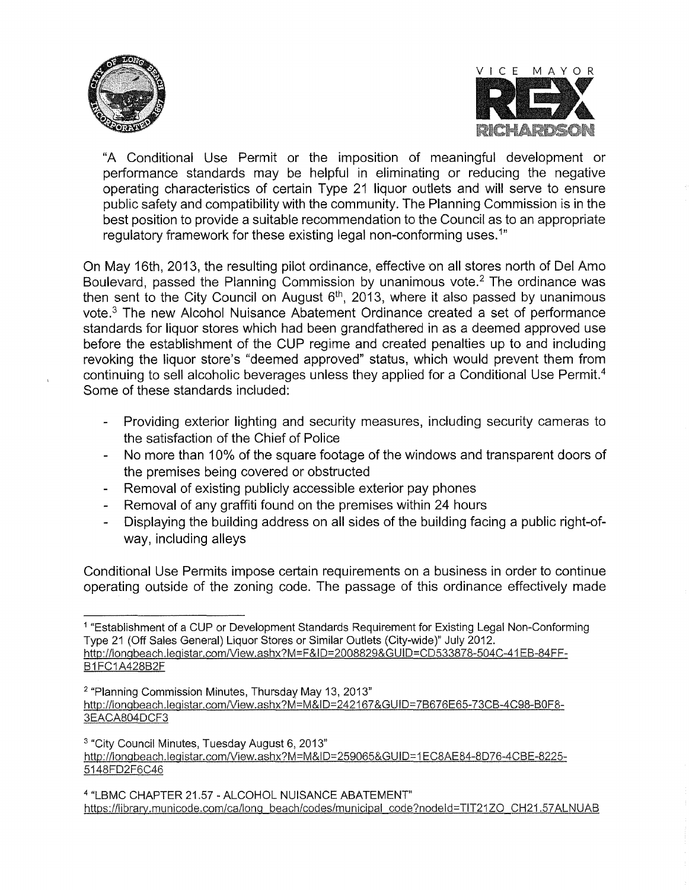"A Conditional Use Permit or the imposition of meaningful development or performance standards may be helpful in eliminating or reducing the negative operating characteristics of certain Type 21 liquor outlets and will serve to ensure public safety and compatibility with the community. The Planning Commission is in the best position to provide a suitable recommendation to the Council as to an appropriate regulatory framework for these existing legal non-conforming uses.[1]"

On May 16th, 2013, the resulting pilot ordinance, effective on all stores north of Del Amo Boulevard, passed the Planning Commission by unanimous vote.[2] The ordinance was then sent to the City Council on August 6th, 2013, where it also passed by unanimous vote.[3] The new Alcohol Nuisance Abatement Ordinance created a set of performance standards for liquor stores which had been grandfathered in as a deemed approved use before the establishment of the CUP regime and created penalties up to and including revoking the liquor store's "deemed approved" status, which would prevent them from continuing to sell alcoholic beverages unless they applied for a Conditional Use Permit.[4] Some of these standards included:

- Providing exterior lighting and security measures, including security cameras to the satisfaction of the Chief of Police
- No more than 10% of the square footage of the windows and transparent doors of the premises being covered or obstructed
- Removal of existing publicly accessible exterior pay phones
- Removal of any graffiti found on the premises within 24 hours
- Displaying the building address on all sides of the building facing a public right-of-way, including alleys

Conditional Use Permits impose certain requirements on a business in order to continue operating outside of the zoning code. The passage of this ordinance effectively made

---

[1] "Establishment of a CUP or Development Standards Requirement for Existing Legal Non-Conforming Type 21 (Off Sales General) Liquor Stores or Similar Outlets (City-wide)" July 2012. http://longbeach.legistar.com/View.ashx?M=F&ID=2008829&GUID=CD533878-504C-41EB-84FF-B1FC1A428B2F

[2] "Planning Commission Minutes, Thursday May 13, 2013" http://longbeach.legistar.com/View.ashx?M=M&ID=242167&GUID=7B676E65-73CB-4C98-B0F8-3EACA804DCF3

[3] "City Council Minutes, Tuesday August 6, 2013" http://longbeach.legistar.com/View.ashx?M=M&ID=259065&GUID=1EC8AE84-8D76-4CBE-8225-5148FD2F6C46

[4] "LBMC CHAPTER 21.57 - ALCOHOL NUISANCE ABATEMENT" https://library.municode.com/ca/long_beach/codes/municipal_code?nodeId=TIT21ZO_CH21.57ALNUAB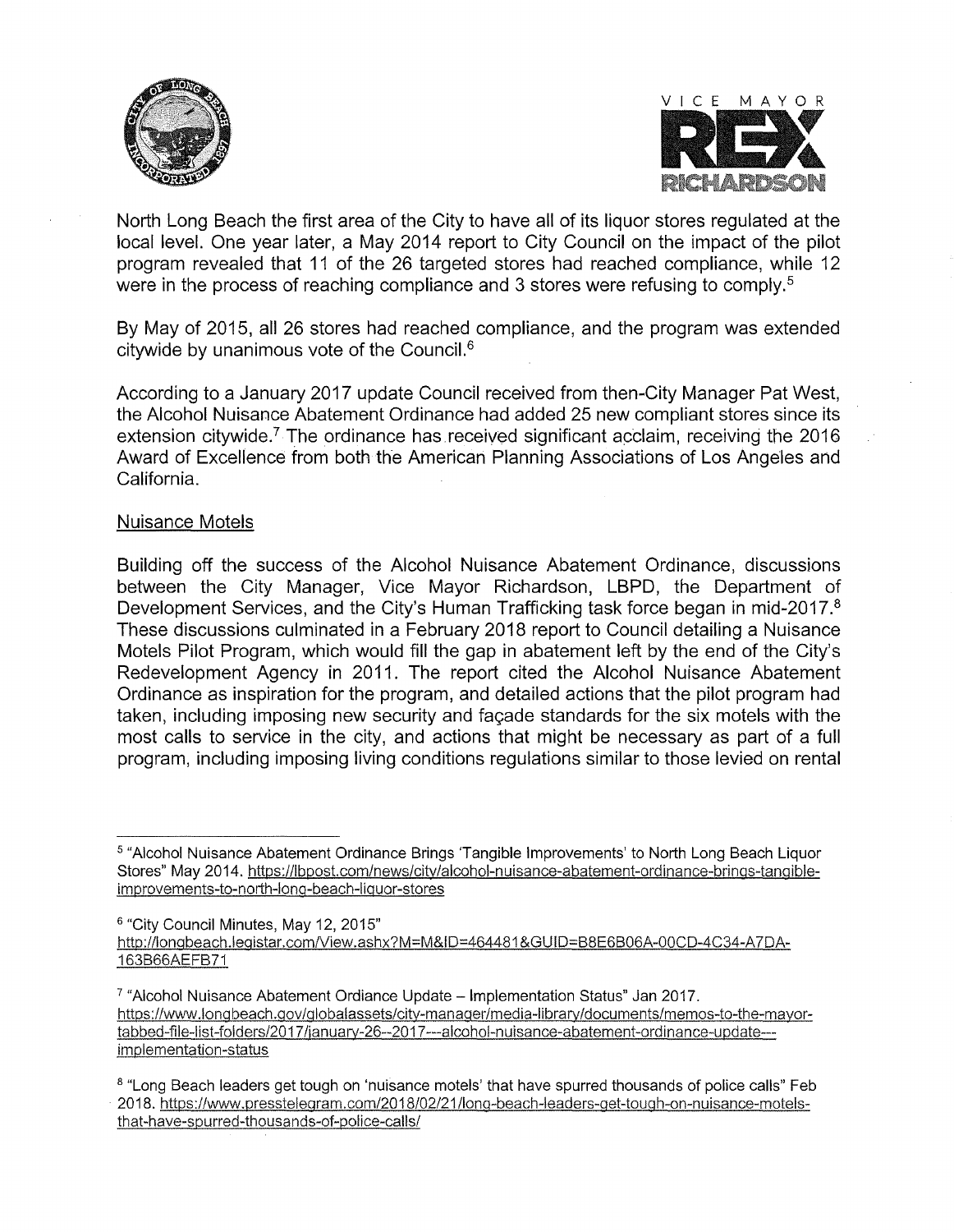North Long Beach the first area of the City to have all of its liquor stores regulated at the local level. One year later, a May 2014 report to City Council on the impact of the pilot program revealed that 11 of the 26 targeted stores had reached compliance, while 12 were in the process of reaching compliance and 3 stores were refusing to comply.[5]

By May of 2015, all 26 stores had reached compliance, and the program was extended citywide by unanimous vote of the Council.[6]

According to a January 2017 update Council received from then-City Manager Pat West, the Alcohol Nuisance Abatement Ordinance had added 25 new compliant stores since its extension citywide.[7] The ordinance has received significant acclaim, receiving the 2016 Award of Excellence from both the American Planning Associations of Los Angeles and California.

Nuisance Motels

Building off the success of the Alcohol Nuisance Abatement Ordinance, discussions between the City Manager, Vice Mayor Richardson, LBPD, the Department of Development Services, and the City's Human Trafficking task force began in mid-2017.[8] These discussions culminated in a February 2018 report to Council detailing a Nuisance Motels Pilot Program, which would fill the gap in abatement left by the end of the City's Redevelopment Agency in 2011. The report cited the Alcohol Nuisance Abatement Ordinance as inspiration for the program, and detailed actions that the pilot program had taken, including imposing new security and façade standards for the six motels with the most calls to service in the city, and actions that might be necessary as part of a full program, including imposing living conditions regulations similar to those levied on rental

---

[5] "Alcohol Nuisance Abatement Ordinance Brings 'Tangible Improvements' to North Long Beach Liquor Stores" May 2014. https://lbpost.com/news/city/alcohol-nuisance-abatement-ordinance-brings-tangible-improvements-to-north-long-beach-liquor-stores

[6] "City Council Minutes, May 12, 2015" http://longbeach.legistar.com/View.ashx?M=M&ID=464481&GUID=B8E6B06A-00CD-4C34-A7DA-163B66AEFB71

[7] "Alcohol Nuisance Abatement Ordiance Update – Implementation Status" Jan 2017. https://www.longbeach.gov/globalassets/city-manager/media-library/documents/memos-to-the-mayor-tabbed-file-list-folders/2017/january-26--2017---alcohol-nuisance-abatement-ordinance-update---implementation-status

[8] "Long Beach leaders get tough on 'nuisance motels' that have spurred thousands of police calls" Feb 2018. https://www.presstelegram.com/2018/02/21/long-beach-leaders-get-tough-on-nuisance-motels-that-have-spurred-thousands-of-police-calls/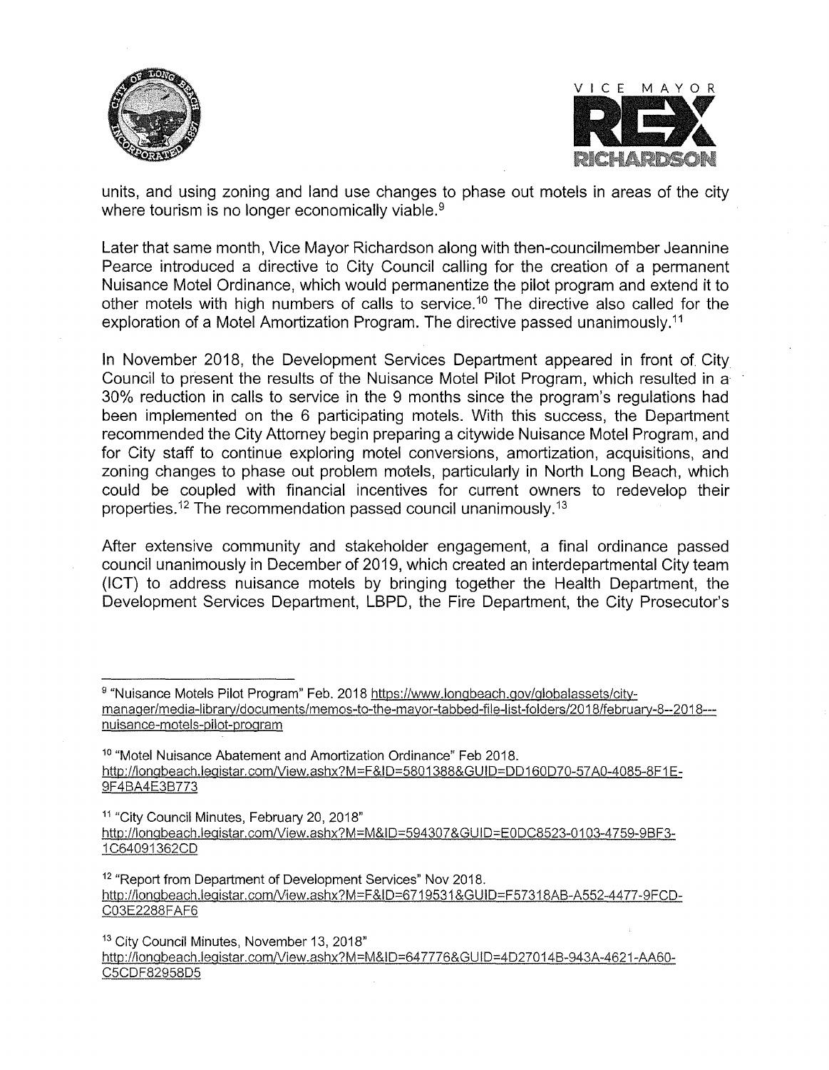units, and using zoning and land use changes to phase out motels in areas of the city where tourism is no longer economically viable.[9]

Later that same month, Vice Mayor Richardson along with then-councilmember Jeannine Pearce introduced a directive to City Council calling for the creation of a permanent Nuisance Motel Ordinance, which would permanentize the pilot program and extend it to other motels with high numbers of calls to service.[10] The directive also called for the exploration of a Motel Amortization Program. The directive passed unanimously.[11]

In November 2018, the Development Services Department appeared in front of City Council to present the results of the Nuisance Motel Pilot Program, which resulted in a 30% reduction in calls to service in the 9 months since the program's regulations had been implemented on the 6 participating motels. With this success, the Department recommended the City Attorney begin preparing a citywide Nuisance Motel Program, and for City staff to continue exploring motel conversions, amortization, acquisitions, and zoning changes to phase out problem motels, particularly in North Long Beach, which could be coupled with financial incentives for current owners to redevelop their properties.[12] The recommendation passed council unanimously.[13]

After extensive community and stakeholder engagement, a final ordinance passed council unanimously in December of 2019, which created an interdepartmental City team (ICT) to address nuisance motels by bringing together the Health Department, the Development Services Department, LBPD, the Fire Department, the City Prosecutor's

---

[9] "Nuisance Motels Pilot Program" Feb. 2018 https://www.longbeach.gov/globalassets/city-manager/media-library/documents/memos-to-the-mayor-tabbed-file-list-folders/2018/february-8--2018---nuisance-motels-pilot-program

[10] "Motel Nuisance Abatement and Amortization Ordinance" Feb 2018. http://longbeach.legistar.com/View.ashx?M=F&ID=5801388&GUID=DD160D70-57A0-4085-8F1E-9F4BA4E3B773

[11] "City Council Minutes, February 20, 2018" http://longbeach.legistar.com/View.ashx?M=M&ID=594307&GUID=E0DC8523-0103-4759-9BF3-1C64091362CD

[12] "Report from Department of Development Services" Nov 2018. http://longbeach.legistar.com/View.ashx?M=F&ID=6719531&GUID=F57318AB-A552-4477-9FCD-C03E2288FAF6

[13] City Council Minutes, November 13, 2018" http://longbeach.legistar.com/View.ashx?M=M&ID=647776&GUID=4D27014B-943A-4621-AA60-C5CDF82958D5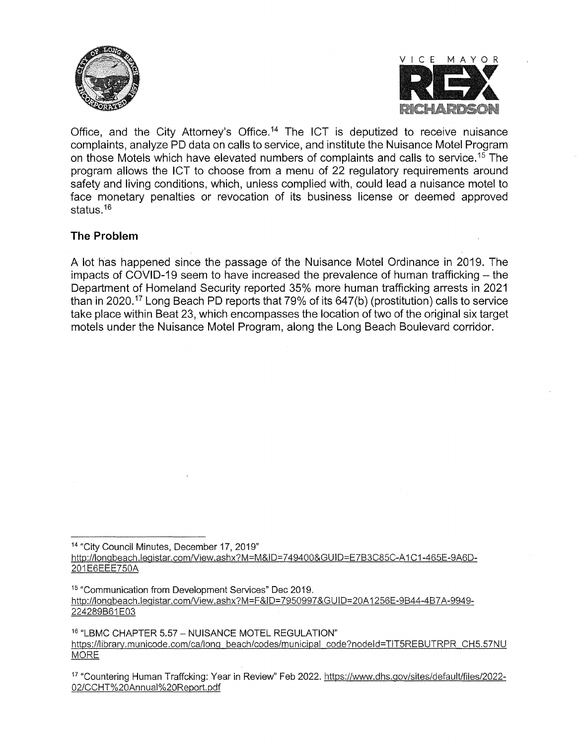Office, and the City Attorney's Office.[14] The ICT is deputized to receive nuisance complaints, analyze PD data on calls to service, and institute the Nuisance Motel Program on those Motels which have elevated numbers of complaints and calls to service.[15] The program allows the ICT to choose from a menu of 22 regulatory requirements around safety and living conditions, which, unless complied with, could lead a nuisance motel to face monetary penalties or revocation of its business license or deemed approved status.[16]

**The Problem**

A lot has happened since the passage of the Nuisance Motel Ordinance in 2019. The impacts of COVID-19 seem to have increased the prevalence of human trafficking – the Department of Homeland Security reported 35% more human trafficking arrests in 2021 than in 2020.[17] Long Beach PD reports that 79% of its 647(b) (prostitution) calls to service take place within Beat 23, which encompasses the location of two of the original six target motels under the Nuisance Motel Program, along the Long Beach Boulevard corridor.

---

[14] "City Council Minutes, December 17, 2019" http://longbeach.legistar.com/View.ashx?M=M&ID=749400&GUID=E7B3C85C-A1C1-465E-9A6D-201E6EEE750A

[15] "Communication from Development Services" Dec 2019. http://longbeach.legistar.com/View.ashx?M=F&ID=7950997&GUID=20A1256E-9B44-4B7A-9949-224289B61E03

[16] "LBMC CHAPTER 5.57 – NUISANCE MOTEL REGULATION" https://library.municode.com/ca/long_beach/codes/municipal_code?nodeId=TIT5REBUTRPR_CH5.57NUMORE

[17] "Countering Human Traffcking: Year in Review" Feb 2022. https://www.dhs.gov/sites/default/files/2022-02/CCHT%20Annual%20Report.pdf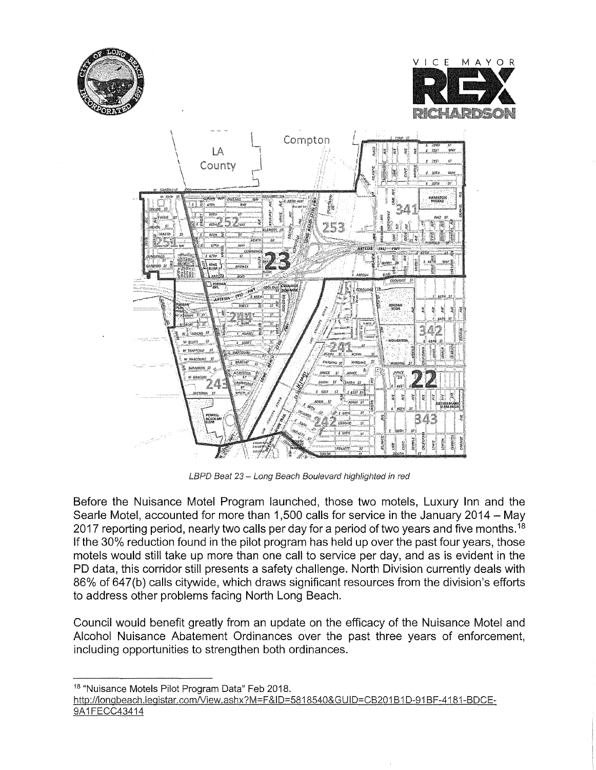*LBPD Beat 23 – Long Beach Boulevard highlighted in red*

Before the Nuisance Motel Program launched, those two motels, Luxury Inn and the Searle Motel, accounted for more than 1,500 calls for service in the January 2014 – May 2017 reporting period, nearly two calls per day for a period of two years and five months.[18] If the 30% reduction found in the pilot program has held up over the past four years, those motels would still take up more than one call to service per day, and as is evident in the PD data, this corridor still presents a safety challenge. North Division currently deals with 86% of 647(b) calls citywide, which draws significant resources from the division's efforts to address other problems facing North Long Beach.

Council would benefit greatly from an update on the efficacy of the Nuisance Motel and Alcohol Nuisance Abatement Ordinances over the past three years of enforcement, including opportunities to strengthen both ordinances.

---

[18] "Nuisance Motels Pilot Program Data" Feb 2018. http://longbeach.legistar.com/View.ashx?M=F&ID=5818540&GUID=CB201B1D-91BF-4181-BDCE-9A1FECC43414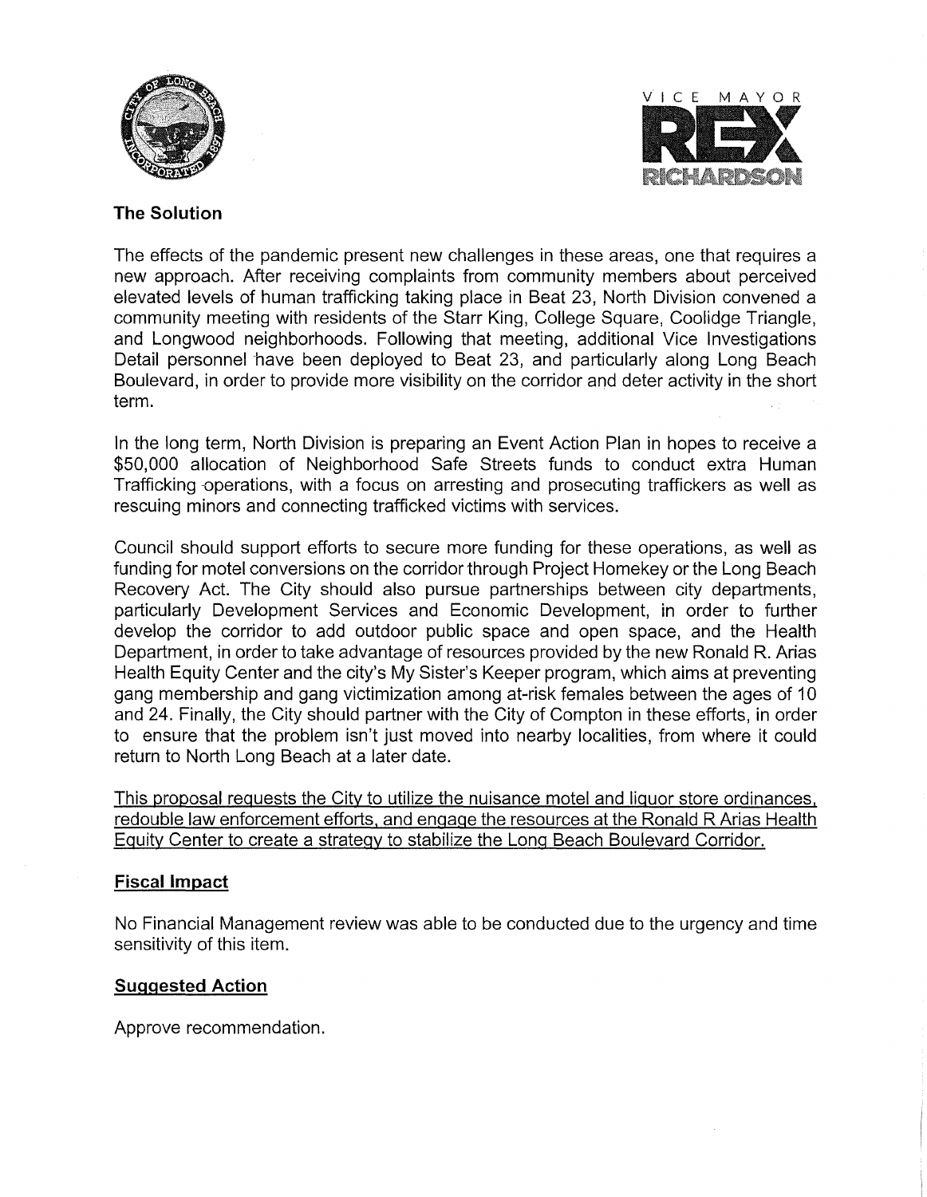### The Solution

The effects of the pandemic present new challenges in these areas, one that requires a new approach. After receiving complaints from community members about perceived elevated levels of human trafficking taking place in Beat 23, North Division convened a community meeting with residents of the Starr King, College Square, Coolidge Triangle, and Longwood neighborhoods. Following that meeting, additional Vice Investigations Detail personnel have been deployed to Beat 23, and particularly along Long Beach Boulevard, in order to provide more visibility on the corridor and deter activity in the short term.

In the long term, North Division is preparing an Event Action Plan in hopes to receive a $50,000 allocation of Neighborhood Safe Streets funds to conduct extra Human Trafficking operations, with a focus on arresting and prosecuting traffickers as well as rescuing minors and connecting trafficked victims with services.

Council should support efforts to secure more funding for these operations, as well as funding for motel conversions on the corridor through Project Homekey or the Long Beach Recovery Act. The City should also pursue partnerships between city departments, particularly Development Services and Economic Development, in order to further develop the corridor to add outdoor public space and open space, and the Health Department, in order to take advantage of resources provided by the new Ronald R. Arias Health Equity Center and the city's My Sister's Keeper program, which aims at preventing gang membership and gang victimization among at-risk females between the ages of 10 and 24. Finally, the City should partner with the City of Compton in these efforts, in order to ensure that the problem isn't just moved into nearby localities, from where it could return to North Long Beach at a later date.

<u>This proposal requests the City to utilize the nuisance motel and liquor store ordinances, redouble law enforcement efforts, and engage the resources at the Ronald R Arias Health Equity Center to create a strategy to stabilize the Long Beach Boulevard Corridor.</u>

### Fiscal Impact

No Financial Management review was able to be conducted due to the urgency and time sensitivity of this item.

### Suggested Action

Approve recommendation.